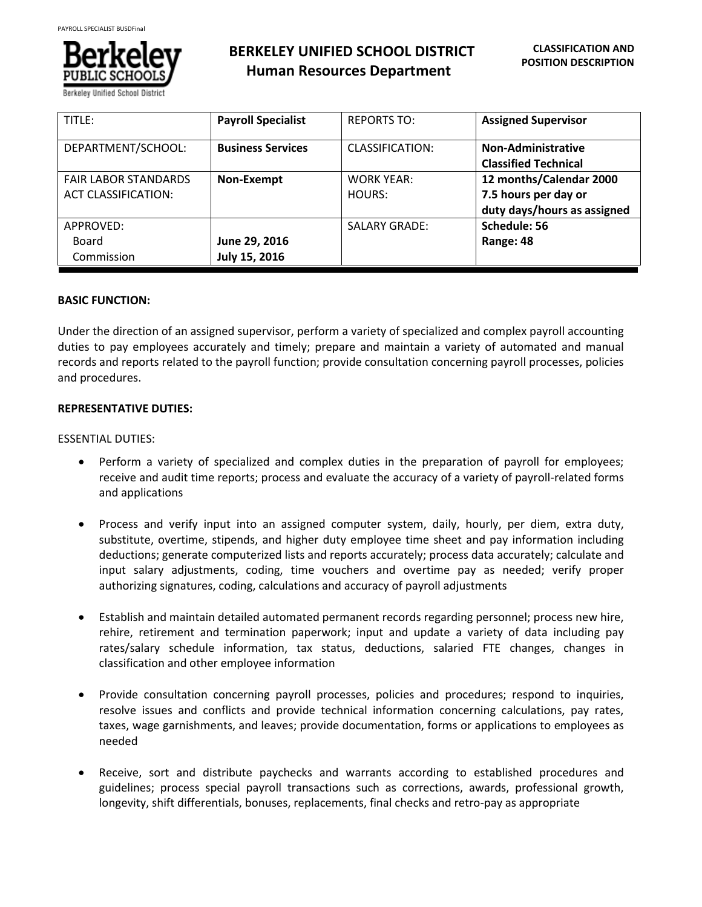# BERKELEY UNIFIED SCHOOL DISTRICT
## Human Resources Department

**CLASSIFICATION AND POSITION DESCRIPTION**

| TITLE: | **Payroll Specialist** | REPORTS TO: | **Assigned Supervisor** |
|---|---|---|---|
| DEPARTMENT/SCHOOL: | **Business Services** | CLASSIFICATION: | **Non-Administrative Classified Technical** |
| FAIR LABOR STANDARDS ACT CLASSIFICATION: | **Non-Exempt** | WORK YEAR: HOURS: | **12 months/Calendar 2000 7.5 hours per day or duty days/hours as assigned** |
| APPROVED: Board Commission | **June 29, 2016 July 15, 2016** | SALARY GRADE: | **Schedule: 56 Range: 48** |

**BASIC FUNCTION:**

Under the direction of an assigned supervisor, perform a variety of specialized and complex payroll accounting duties to pay employees accurately and timely; prepare and maintain a variety of automated and manual records and reports related to the payroll function; provide consultation concerning payroll processes, policies and procedures.

**REPRESENTATIVE DUTIES:**

ESSENTIAL DUTIES:

- Perform a variety of specialized and complex duties in the preparation of payroll for employees; receive and audit time reports; process and evaluate the accuracy of a variety of payroll-related forms and applications

- Process and verify input into an assigned computer system, daily, hourly, per diem, extra duty, substitute, overtime, stipends, and higher duty employee time sheet and pay information including deductions; generate computerized lists and reports accurately; process data accurately; calculate and input salary adjustments, coding, time vouchers and overtime pay as needed; verify proper authorizing signatures, coding, calculations and accuracy of payroll adjustments

- Establish and maintain detailed automated permanent records regarding personnel; process new hire, rehire, retirement and termination paperwork; input and update a variety of data including pay rates/salary schedule information, tax status, deductions, salaried FTE changes, changes in classification and other employee information

- Provide consultation concerning payroll processes, policies and procedures; respond to inquiries, resolve issues and conflicts and provide technical information concerning calculations, pay rates, taxes, wage garnishments, and leaves; provide documentation, forms or applications to employees as needed

- Receive, sort and distribute paychecks and warrants according to established procedures and guidelines; process special payroll transactions such as corrections, awards, professional growth, longevity, shift differentials, bonuses, replacements, final checks and retro-pay as appropriate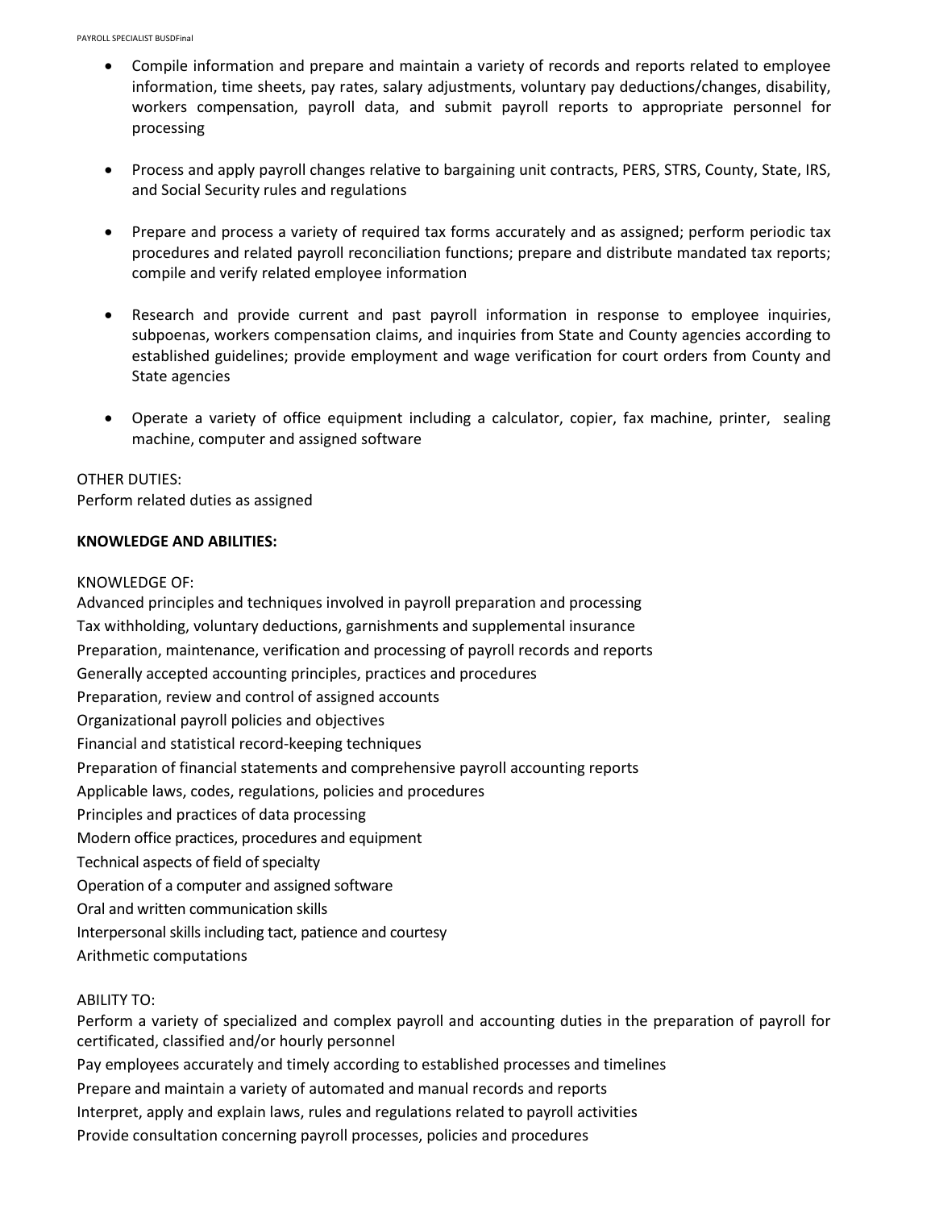- Compile information and prepare and maintain a variety of records and reports related to employee information, time sheets, pay rates, salary adjustments, voluntary pay deductions/changes, disability, workers compensation, payroll data, and submit payroll reports to appropriate personnel for processing

- Process and apply payroll changes relative to bargaining unit contracts, PERS, STRS, County, State, IRS, and Social Security rules and regulations

- Prepare and process a variety of required tax forms accurately and as assigned; perform periodic tax procedures and related payroll reconciliation functions; prepare and distribute mandated tax reports; compile and verify related employee information

- Research and provide current and past payroll information in response to employee inquiries, subpoenas, workers compensation claims, and inquiries from State and County agencies according to established guidelines; provide employment and wage verification for court orders from County and State agencies

- Operate a variety of office equipment including a calculator, copier, fax machine, printer, sealing machine, computer and assigned software

OTHER DUTIES:
Perform related duties as assigned

**KNOWLEDGE AND ABILITIES:**

KNOWLEDGE OF:
Advanced principles and techniques involved in payroll preparation and processing
Tax withholding, voluntary deductions, garnishments and supplemental insurance
Preparation, maintenance, verification and processing of payroll records and reports
Generally accepted accounting principles, practices and procedures
Preparation, review and control of assigned accounts
Organizational payroll policies and objectives
Financial and statistical record-keeping techniques
Preparation of financial statements and comprehensive payroll accounting reports
Applicable laws, codes, regulations, policies and procedures
Principles and practices of data processing
Modern office practices, procedures and equipment
Technical aspects of field of specialty
Operation of a computer and assigned software
Oral and written communication skills
Interpersonal skills including tact, patience and courtesy
Arithmetic computations

ABILITY TO:
Perform a variety of specialized and complex payroll and accounting duties in the preparation of payroll for certificated, classified and/or hourly personnel
Pay employees accurately and timely according to established processes and timelines
Prepare and maintain a variety of automated and manual records and reports
Interpret, apply and explain laws, rules and regulations related to payroll activities
Provide consultation concerning payroll processes, policies and procedures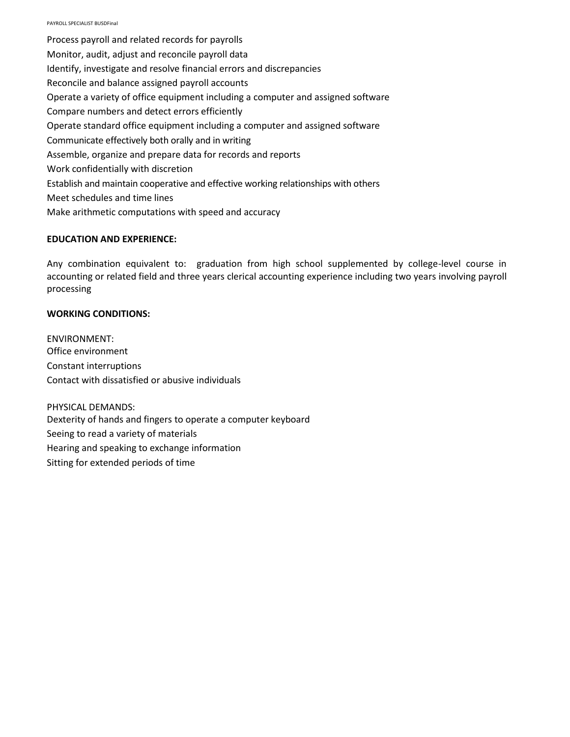Process payroll and related records for payrolls
Monitor, audit, adjust and reconcile payroll data
Identify, investigate and resolve financial errors and discrepancies
Reconcile and balance assigned payroll accounts
Operate a variety of office equipment including a computer and assigned software
Compare numbers and detect errors efficiently
Operate standard office equipment including a computer and assigned software
Communicate effectively both orally and in writing
Assemble, organize and prepare data for records and reports
Work confidentially with discretion
Establish and maintain cooperative and effective working relationships with others
Meet schedules and time lines
Make arithmetic computations with speed and accuracy

**EDUCATION AND EXPERIENCE:**

Any combination equivalent to: graduation from high school supplemented by college-level course in accounting or related field and three years clerical accounting experience including two years involving payroll processing

**WORKING CONDITIONS:**

ENVIRONMENT:
Office environment
Constant interruptions
Contact with dissatisfied or abusive individuals

PHYSICAL DEMANDS:
Dexterity of hands and fingers to operate a computer keyboard
Seeing to read a variety of materials
Hearing and speaking to exchange information
Sitting for extended periods of time